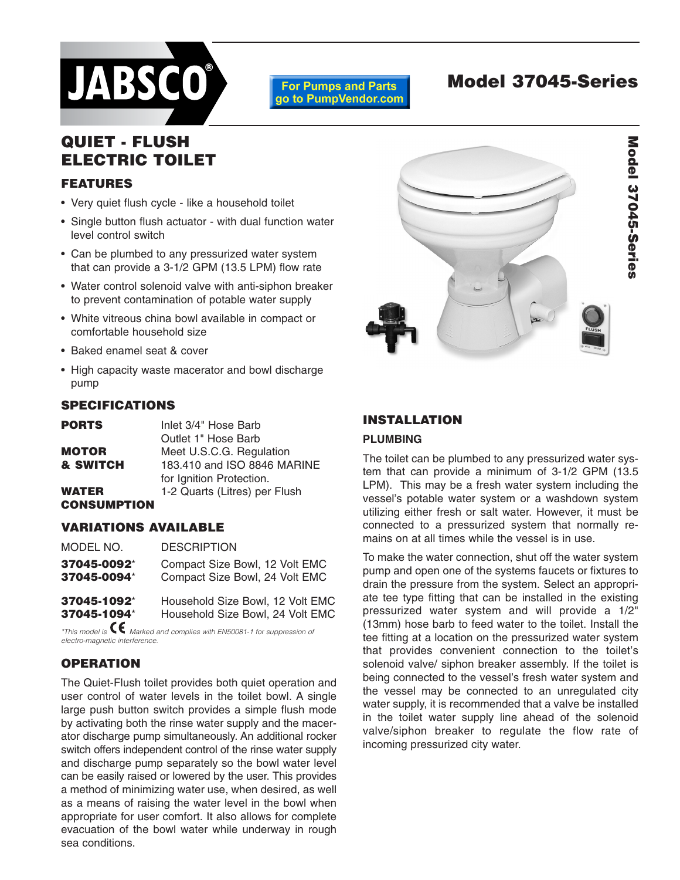# JABSCO®

For Pumps and Parts go to PumpVendor.com

# Model 37045-Series

## QUIET - FLUSH ELECTRIC TOILET

### FEATURES

- Very quiet flush cycle - like a household toilet
- Single button flush actuator - with dual function water level control switch
- Can be plumbed to any pressurized water system that can provide a 3-1/2 GPM (13.5 LPM) flow rate
- Water control solenoid valve with anti-siphon breaker to prevent contamination of potable water supply
- White vitreous china bowl available in compact or comfortable household size
- Baked enamel seat & cover
- High capacity waste macerator and bowl discharge pump

### SPECIFICATIONS

| | |
|---|---|
| **PORTS** | Inlet 3/4" Hose Barb<br>Outlet 1" Hose Barb |
| **MOTOR & SWITCH** | Meet U.S.C.G. Regulation 183.410 and ISO 8846 MARINE for Ignition Protection. |
| **WATER CONSUMPTION** | 1-2 Quarts (Litres) per Flush |

### VARIATIONS AVAILABLE

| MODEL NO. | DESCRIPTION |
|---|---|
| **37045-0092*** | Compact Size Bowl, 12 Volt EMC |
| **37045-0094*** | Compact Size Bowl, 24 Volt EMC |
| **37045-1092*** | Household Size Bowl, 12 Volt EMC |
| **37045-1094*** | Household Size Bowl, 24 Volt EMC |

*This model is CE Marked and complies with EN50081-1 for suppression of electro-magnetic interference.*

### OPERATION

The Quiet-Flush toilet provides both quiet operation and user control of water levels in the toilet bowl. A single large push button switch provides a simple flush mode by activating both the rinse water supply and the macerator discharge pump simultaneously. An additional rocker switch offers independent control of the rinse water supply and discharge pump separately so the bowl water level can be easily raised or lowered by the user. This provides a method of minimizing water use, when desired, as well as a means of raising the water level in the bowl when appropriate for user comfort. It also allows for complete evacuation of the bowl water while underway in rough sea conditions.

### INSTALLATION

#### PLUMBING

The toilet can be plumbed to any pressurized water system that can provide a minimum of 3-1/2 GPM (13.5 LPM). This may be a fresh water system including the vessel's potable water system or a washdown system utilizing either fresh or salt water. However, it must be connected to a pressurized system that normally remains on at all times while the vessel is in use.

To make the water connection, shut off the water system pump and open one of the systems faucets or fixtures to drain the pressure from the system. Select an appropriate tee type fitting that can be installed in the existing pressurized water system and will provide a 1/2" (13mm) hose barb to feed water to the toilet. Install the tee fitting at a location on the pressurized water system that provides convenient connection to the toilet's solenoid valve/ siphon breaker assembly. If the toilet is being connected to the vessel's fresh water system and the vessel may be connected to an unregulated city water supply, it is recommended that a valve be installed in the toilet water supply line ahead of the solenoid valve/siphon breaker to regulate the flow rate of incoming pressurized city water.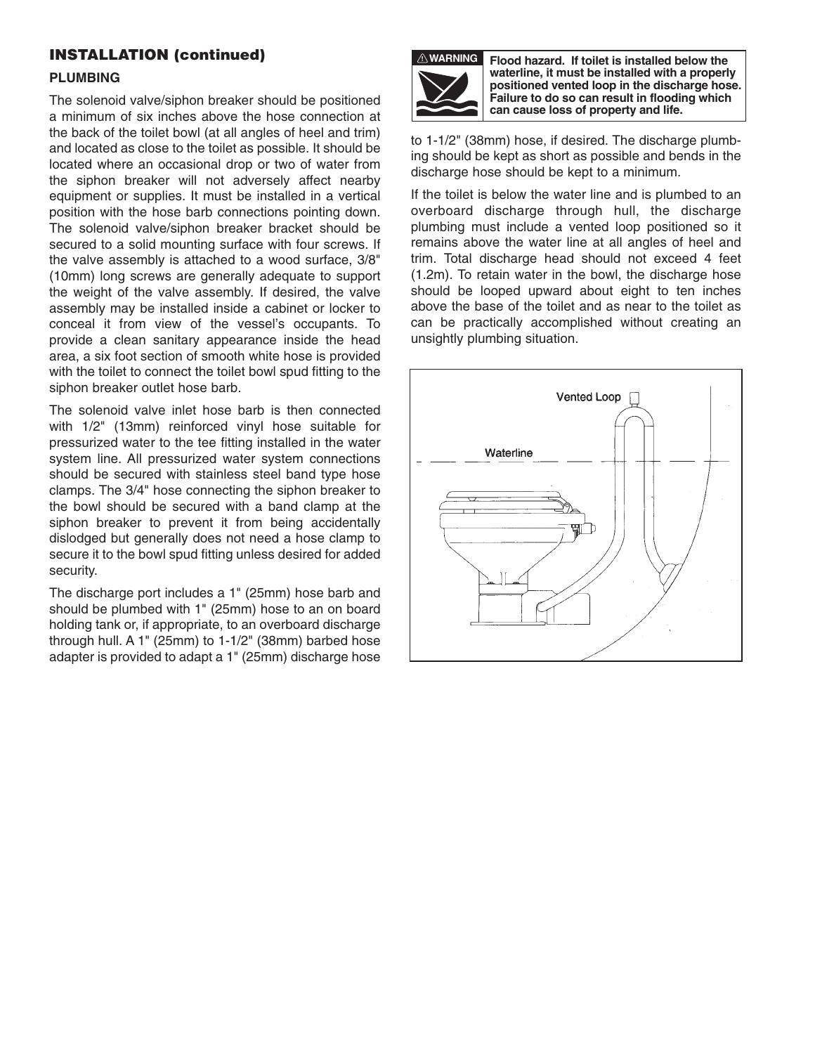## INSTALLATION (continued)

### PLUMBING

The solenoid valve/siphon breaker should be positioned a minimum of six inches above the hose connection at the back of the toilet bowl (at all angles of heel and trim) and located as close to the toilet as possible. It should be located where an occasional drop or two of water from the siphon breaker will not adversely affect nearby equipment or supplies. It must be installed in a vertical position with the hose barb connections pointing down. The solenoid valve/siphon breaker bracket should be secured to a solid mounting surface with four screws. If the valve assembly is attached to a wood surface, 3/8" (10mm) long screws are generally adequate to support the weight of the valve assembly. If desired, the valve assembly may be installed inside a cabinet or locker to conceal it from view of the vessel's occupants. To provide a clean sanitary appearance inside the head area, a six foot section of smooth white hose is provided with the toilet to connect the toilet bowl spud fitting to the siphon breaker outlet hose barb.

The solenoid valve inlet hose barb is then connected with 1/2" (13mm) reinforced vinyl hose suitable for pressurized water to the tee fitting installed in the water system line. All pressurized water system connections should be secured with stainless steel band type hose clamps. The 3/4" hose connecting the siphon breaker to the bowl should be secured with a band clamp at the siphon breaker to prevent it from being accidentally dislodged but generally does not need a hose clamp to secure it to the bowl spud fitting unless desired for added security.

The discharge port includes a 1" (25mm) hose barb and should be plumbed with 1" (25mm) hose to an on board holding tank or, if appropriate, to an overboard discharge through hull. A 1" (25mm) to 1-1/2" (38mm) barbed hose adapter is provided to adapt a 1" (25mm) discharge hose to 1-1/2" (38mm) hose, if desired. The discharge plumbing should be kept as short as possible and bends in the discharge hose should be kept to a minimum.

> **⚠ WARNING** **Flood hazard. If toilet is installed below the waterline, it must be installed with a properly positioned vented loop in the discharge hose. Failure to do so can result in flooding which can cause loss of property and life.**

If the toilet is below the water line and is plumbed to an overboard discharge through hull, the discharge plumbing must include a vented loop positioned so it remains above the water line at all angles of heel and trim. Total discharge head should not exceed 4 feet (1.2m). To retain water in the bowl, the discharge hose should be looped upward about eight to ten inches above the base of the toilet and as near to the toilet as can be practically accomplished without creating an unsightly plumbing situation.

Vented Loop

Waterline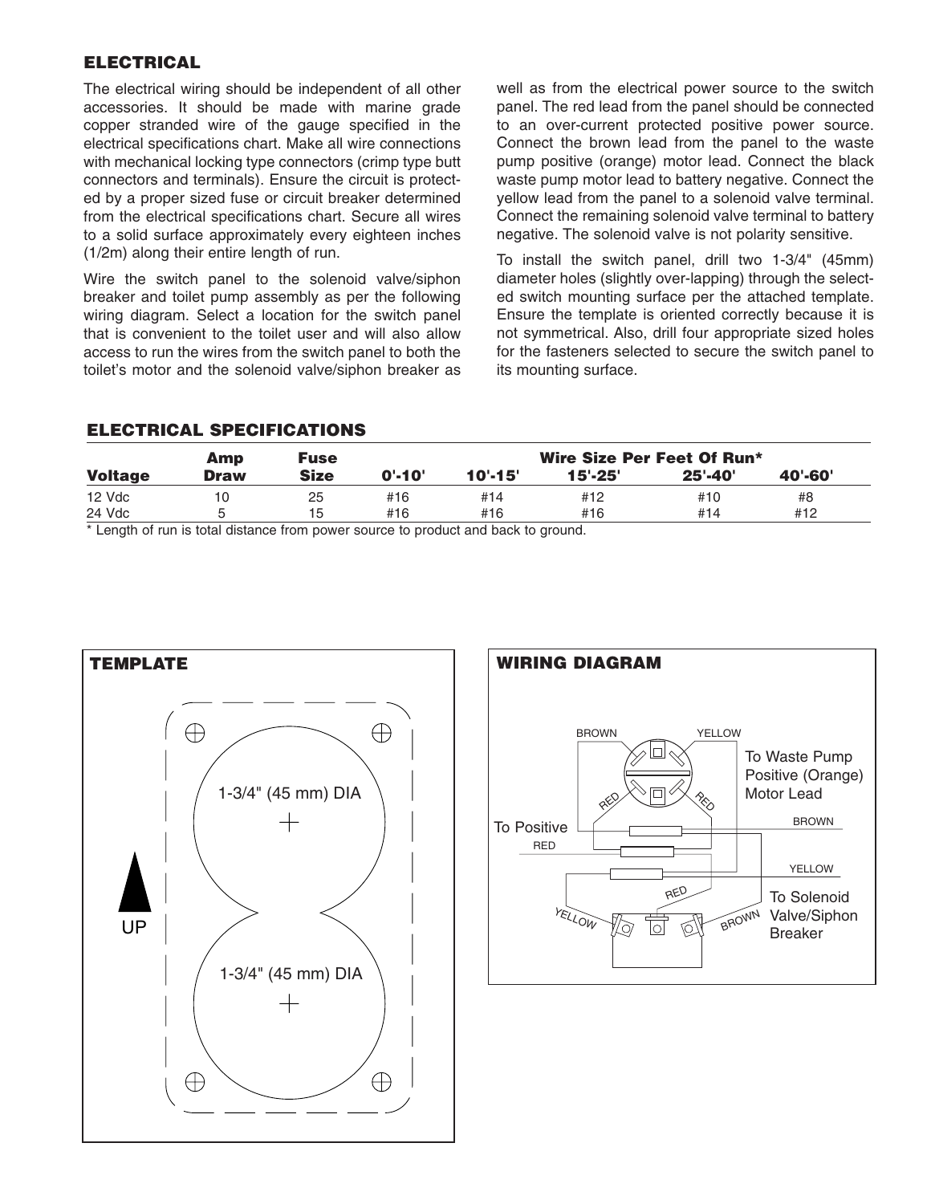## ELECTRICAL

The electrical wiring should be independent of all other accessories. It should be made with marine grade copper stranded wire of the gauge specified in the electrical specifications chart. Make all wire connections with mechanical locking type connectors (crimp type butt connectors and terminals). Ensure the circuit is protected by a proper sized fuse or circuit breaker determined from the electrical specifications chart. Secure all wires to a solid surface approximately every eighteen inches (1/2m) along their entire length of run.

Wire the switch panel to the solenoid valve/siphon breaker and toilet pump assembly as per the following wiring diagram. Select a location for the switch panel that is convenient to the toilet user and will also allow access to run the wires from the switch panel to both the toilet's motor and the solenoid valve/siphon breaker as well as from the electrical power source to the switch panel. The red lead from the panel should be connected to an over-current protected positive power source. Connect the brown lead from the panel to the waste pump positive (orange) motor lead. Connect the black waste pump motor lead to battery negative. Connect the yellow lead from the panel to a solenoid valve terminal. Connect the remaining solenoid valve terminal to battery negative. The solenoid valve is not polarity sensitive.

To install the switch panel, drill two 1-3/4" (45mm) diameter holes (slightly over-lapping) through the selected switch mounting surface per the attached template. Ensure the template is oriented correctly because it is not symmetrical. Also, drill four appropriate sized holes for the fasteners selected to secure the switch panel to its mounting surface.

### ELECTRICAL SPECIFICATIONS

| Voltage | Amp Draw | Fuse Size | Wire Size Per Feet Of Run* | | | | |
|---|---|---|---|---|---|---|---|
| | | | 0'-10' | 10'-15' | 15'-25' | 25'-40' | 40'-60' |
| 12 Vdc | 10 | 25 | #16 | #14 | #12 | #10 | #8 |
| 24 Vdc | 5 | 15 | #16 | #16 | #16 | #14 | #12 |

\* Length of run is total distance from power source to product and back to ground.

### TEMPLATE

UP

1-3/4" (45 mm) DIA

1-3/4" (45 mm) DIA

### WIRING DIAGRAM

BROWN  YELLOW  RED  RED

To Waste Pump Positive (Orange) Motor Lead — BROWN

To Positive — RED

YELLOW

YELLOW  RED  BROWN

To Solenoid Valve/Siphon Breaker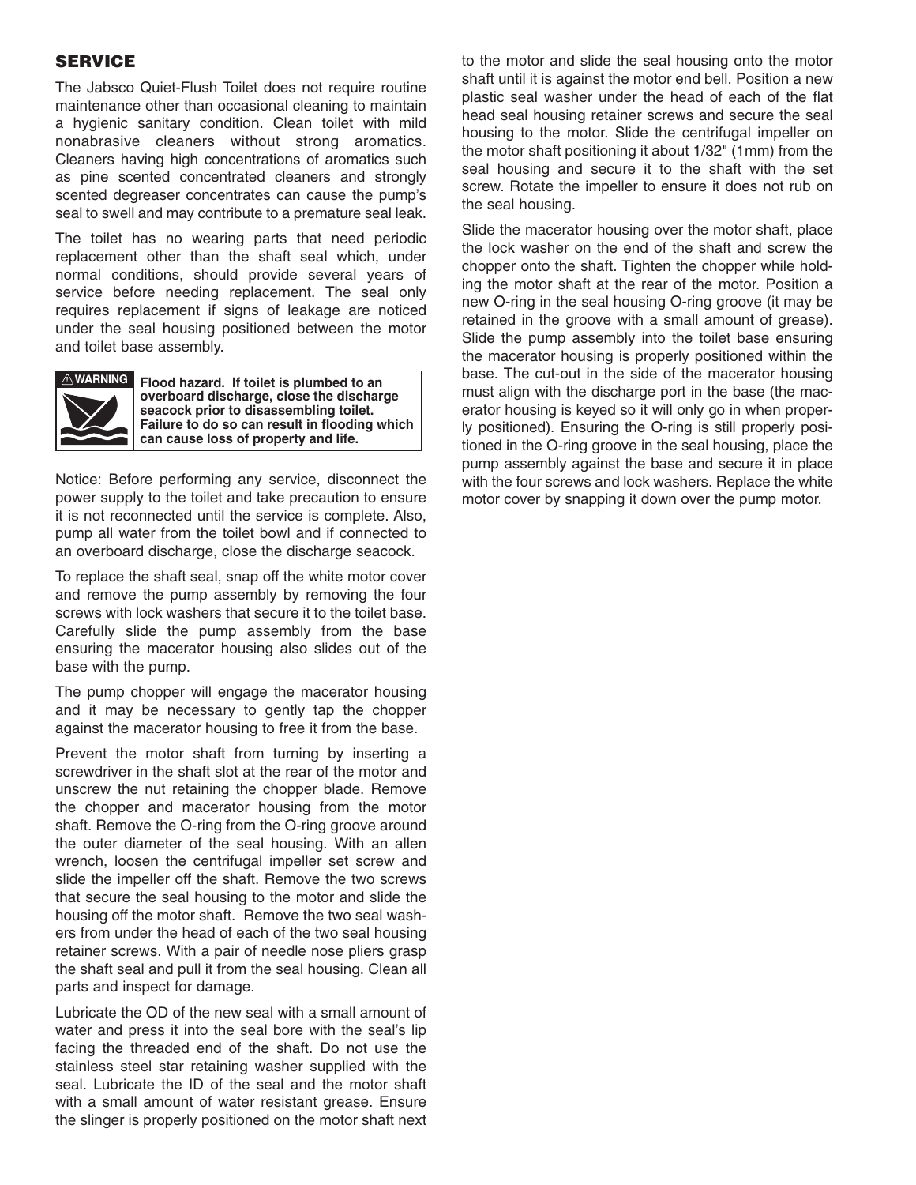## SERVICE

The Jabsco Quiet-Flush Toilet does not require routine maintenance other than occasional cleaning to maintain a hygienic sanitary condition. Clean toilet with mild nonabrasive cleaners without strong aromatics. Cleaners having high concentrations of aromatics such as pine scented concentrated cleaners and strongly scented degreaser concentrates can cause the pump's seal to swell and may contribute to a premature seal leak.

The toilet has no wearing parts that need periodic replacement other than the shaft seal which, under normal conditions, should provide several years of service before needing replacement. The seal only requires replacement if signs of leakage are noticed under the seal housing positioned between the motor and toilet base assembly.

> ⚠ **WARNING** **Flood hazard. If toilet is plumbed to an overboard discharge, close the discharge seacock prior to disassembling toilet. Failure to do so can result in flooding which can cause loss of property and life.**

Notice: Before performing any service, disconnect the power supply to the toilet and take precaution to ensure it is not reconnected until the service is complete. Also, pump all water from the toilet bowl and if connected to an overboard discharge, close the discharge seacock.

To replace the shaft seal, snap off the white motor cover and remove the pump assembly by removing the four screws with lock washers that secure it to the toilet base. Carefully slide the pump assembly from the base ensuring the macerator housing also slides out of the base with the pump.

The pump chopper will engage the macerator housing and it may be necessary to gently tap the chopper against the macerator housing to free it from the base.

Prevent the motor shaft from turning by inserting a screwdriver in the shaft slot at the rear of the motor and unscrew the nut retaining the chopper blade. Remove the chopper and macerator housing from the motor shaft. Remove the O-ring from the O-ring groove around the outer diameter of the seal housing. With an allen wrench, loosen the centrifugal impeller set screw and slide the impeller off the shaft. Remove the two screws that secure the seal housing to the motor and slide the housing off the motor shaft. Remove the two seal washers from under the head of each of the two seal housing retainer screws. With a pair of needle nose pliers grasp the shaft seal and pull it from the seal housing. Clean all parts and inspect for damage.

Lubricate the OD of the new seal with a small amount of water and press it into the seal bore with the seal's lip facing the threaded end of the shaft. Do not use the stainless steel star retaining washer supplied with the seal. Lubricate the ID of the seal and the motor shaft with a small amount of water resistant grease. Ensure the slinger is properly positioned on the motor shaft next to the motor and slide the seal housing onto the motor shaft until it is against the motor end bell. Position a new plastic seal washer under the head of each of the flat head seal housing retainer screws and secure the seal housing to the motor. Slide the centrifugal impeller on the motor shaft positioning it about 1/32" (1mm) from the seal housing and secure it to the shaft with the set screw. Rotate the impeller to ensure it does not rub on the seal housing.

Slide the macerator housing over the motor shaft, place the lock washer on the end of the shaft and screw the chopper onto the shaft. Tighten the chopper while holding the motor shaft at the rear of the motor. Position a new O-ring in the seal housing O-ring groove (it may be retained in the groove with a small amount of grease). Slide the pump assembly into the toilet base ensuring the macerator housing is properly positioned within the base. The cut-out in the side of the macerator housing must align with the discharge port in the base (the macerator housing is keyed so it will only go in when properly positioned). Ensuring the O-ring is still properly positioned in the O-ring groove in the seal housing, place the pump assembly against the base and secure it in place with the four screws and lock washers. Replace the white motor cover by snapping it down over the pump motor.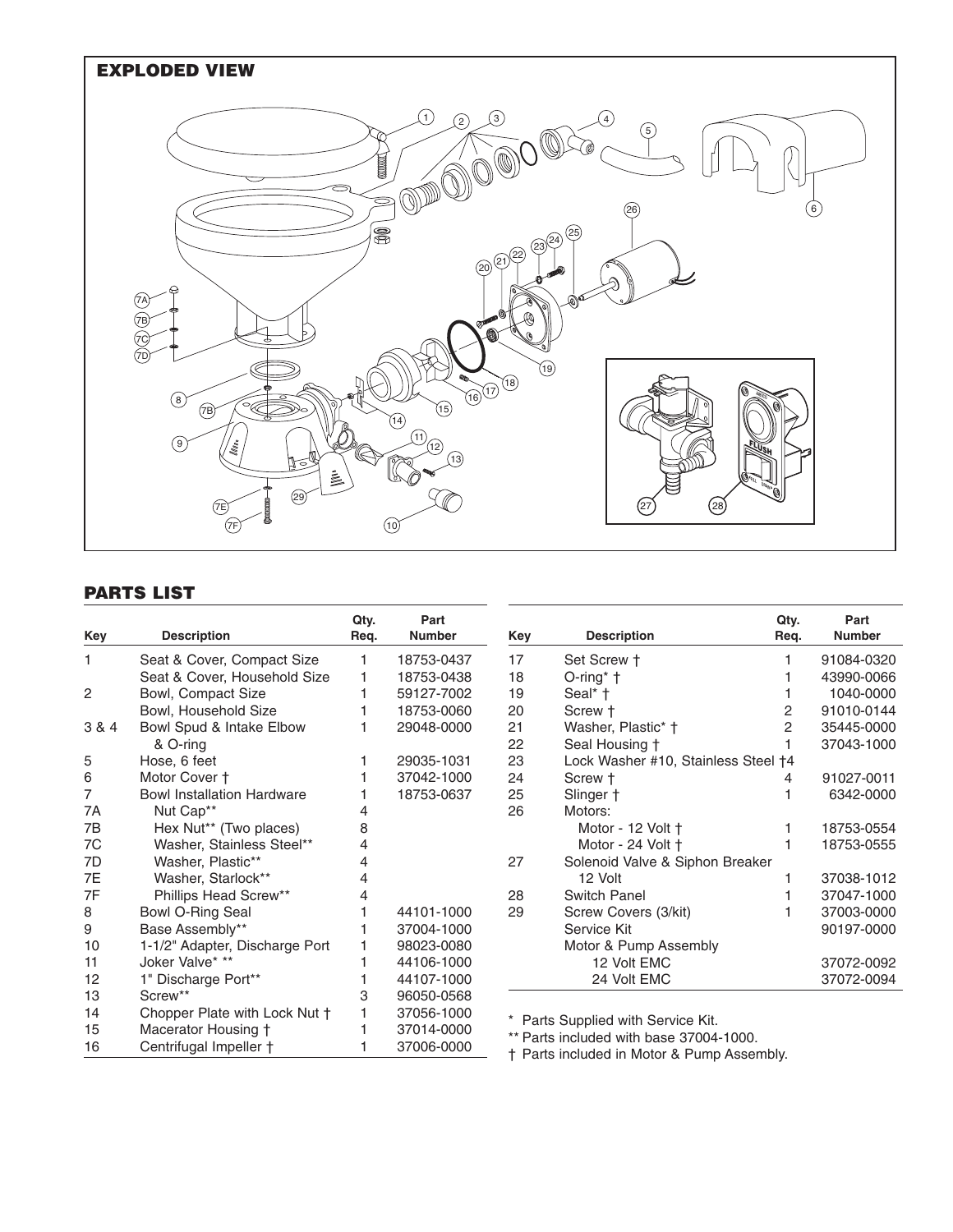## EXPLODED VIEW

## PARTS LIST

| Key | Description | Qty. Req. | Part Number |
|---|---|---|---|
| 1 | Seat & Cover, Compact Size | 1 | 18753-0437 |
| | Seat & Cover, Household Size | 1 | 18753-0438 |
| 2 | Bowl, Compact Size | 1 | 59127-7002 |
| | Bowl, Household Size | 1 | 18753-0060 |
| 3 & 4 | Bowl Spud & Intake Elbow & O-ring | 1 | 29048-0000 |
| 5 | Hose, 6 feet | 1 | 29035-1031 |
| 6 | Motor Cover † | 1 | 37042-1000 |
| 7 | Bowl Installation Hardware | 1 | 18753-0637 |
| 7A | Nut Cap** | 4 | |
| 7B | Hex Nut** (Two places) | 8 | |
| 7C | Washer, Stainless Steel** | 4 | |
| 7D | Washer, Plastic** | 4 | |
| 7E | Washer, Starlock** | 4 | |
| 7F | Phillips Head Screw** | 4 | |
| 8 | Bowl O-Ring Seal | 1 | 44101-1000 |
| 9 | Base Assembly** | 1 | 37004-1000 |
| 10 | 1-1/2" Adapter, Discharge Port | 1 | 98023-0080 |
| 11 | Joker Valve* ** | 1 | 44106-1000 |
| 12 | 1" Discharge Port** | 1 | 44107-1000 |
| 13 | Screw** | 3 | 96050-0568 |
| 14 | Chopper Plate with Lock Nut † | 1 | 37056-1000 |
| 15 | Macerator Housing † | 1 | 37014-0000 |
| 16 | Centrifugal Impeller † | 1 | 37006-0000 |
| 17 | Set Screw † | 1 | 91084-0320 |
| 18 | O-ring* † | 1 | 43990-0066 |
| 19 | Seal* † | 1 | 1040-0000 |
| 20 | Screw † | 2 | 91010-0144 |
| 21 | Washer, Plastic* † | 2 | 35445-0000 |
| 22 | Seal Housing † | 1 | 37043-1000 |
| 23 | Lock Washer #10, Stainless Steel † | 4 | |
| 24 | Screw † | 4 | 91027-0011 |
| 25 | Slinger † | 1 | 6342-0000 |
| 26 | Motors: | | |
| | Motor - 12 Volt † | 1 | 18753-0554 |
| | Motor - 24 Volt † | 1 | 18753-0555 |
| 27 | Solenoid Valve & Siphon Breaker 12 Volt | 1 | 37038-1012 |
| 28 | Switch Panel | 1 | 37047-1000 |
| 29 | Screw Covers (3/kit) | 1 | 37003-0000 |
| | Service Kit | | 90197-0000 |
| | Motor & Pump Assembly | | |
| | 12 Volt EMC | | 37072-0092 |
| | 24 Volt EMC | | 37072-0094 |

\* Parts Supplied with Service Kit.

** Parts included with base 37004-1000.

† Parts included in Motor & Pump Assembly.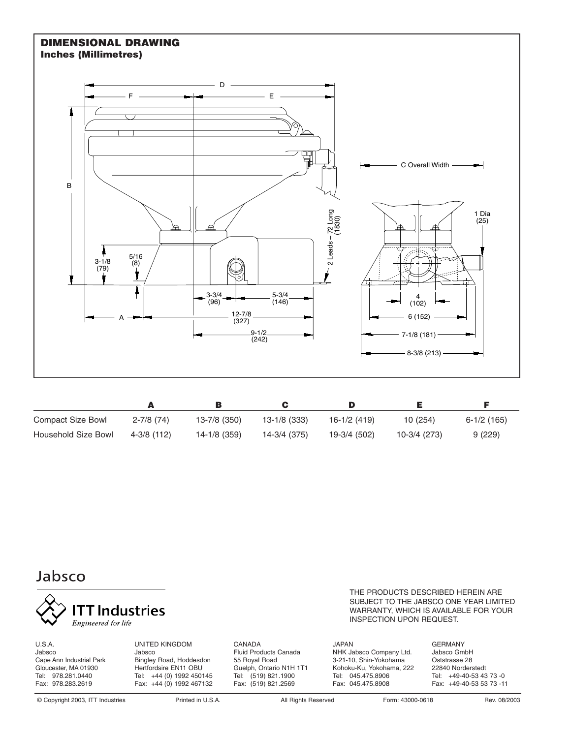## DIMENSIONAL DRAWING
### Inches (Millimetres)

D

F

E

C Overall Width

B

1 Dia
(25)

2 Leads – 72 Long
(1830)

3-1/8
(79)

5/16
(8)

3-3/4
(96)

5-3/4
(146)

A

12-7/8
(327)

9-1/2
(242)

4
(102)

6 (152)

7-1/8 (181)

8-3/8 (213)

| | A | B | C | D | E | F |
|---|---|---|---|---|---|---|
| Compact Size Bowl | 2-7/8 (74) | 13-7/8 (350) | 13-1/8 (333) | 16-1/2 (419) | 10 (254) | 6-1/2 (165) |
| Household Size Bowl | 4-3/8 (112) | 14-1/8 (359) | 14-3/4 (375) | 19-3/4 (502) | 10-3/4 (273) | 9 (229) |

Jabsco

ITT Industries
*Engineered for life*

THE PRODUCTS DESCRIBED HEREIN ARE SUBJECT TO THE JABSCO ONE YEAR LIMITED WARRANTY, WHICH IS AVAILABLE FOR YOUR INSPECTION UPON REQUEST.

U.S.A.
Jabsco
Cape Ann Industrial Park
Gloucester, MA 01930
Tel: 978.281.0440
Fax: 978.283.2619

UNITED KINGDOM
Jabsco
Bingley Road, Hoddesdon
Hertfordsire EN11 OBU
Tel: +44 (0) 1992 450145
Fax: +44 (0) 1992 467132

CANADA
Fluid Products Canada
55 Royal Road
Guelph, Ontario N1H 1T1
Tel: (519) 821.1900
Fax: (519) 821.2569

JAPAN
NHK Jabsco Company Ltd.
3-21-10, Shin-Yokohama
Kohoku-Ku, Yokohama, 222
Tel: 045.475.8906
Fax: 045.475.8908

GERMANY
Jabsco GmbH
Oststrasse 28
22840 Norderstedt
Tel: +49-40-53 43 73 -0
Fax: +49-40-53 53 73 -11

© Copyright 2003, ITT Industries    Printed in U.S.A.    All Rights Reserved    Form: 43000-0618    Rev. 08/2003